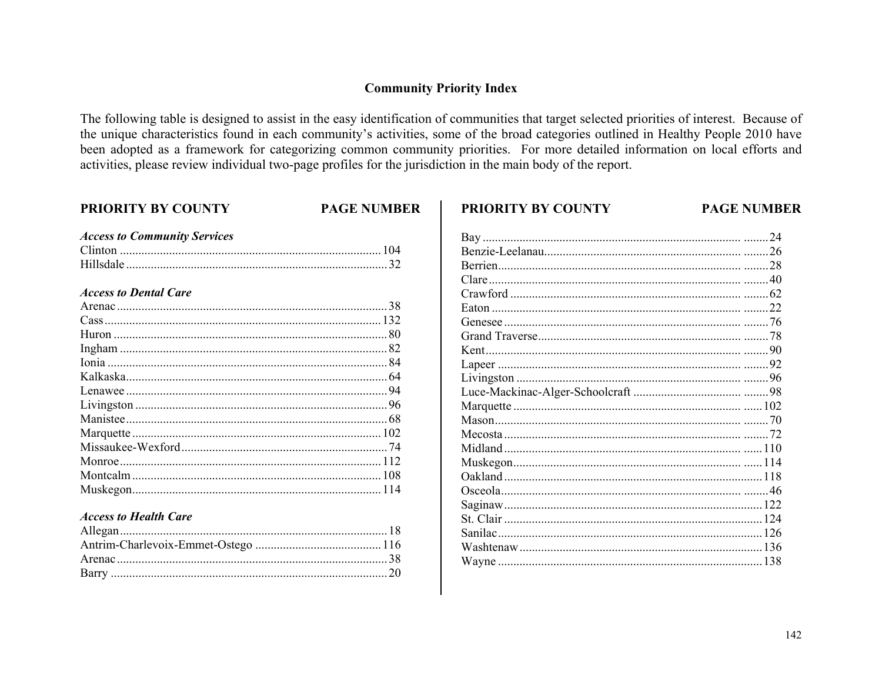## Community Priority Index

The following table is designed to assist in the easy identification of communities that target selected priorities of interest. Because of the unique characteristics found in each community's activities, some of the broad categories outlined in Healthy People 2010 have been adopted as a framework for categorizing common community priorities. For more detailed information on local efforts and activities, please review individual two-page profiles for the jurisdiction in the main body of the report.

| PRIORITY BY COUNTY | PAGE NUMBER |
|---|---|
| ***Access to Community Services*** | |
| Clinton | 104 |
| Hillsdale | 32 |
| ***Access to Dental Care*** | |
| Arenac | 38 |
| Cass | 132 |
| Huron | 80 |
| Ingham | 82 |
| Ionia | 84 |
| Kalkaska | 64 |
| Lenawee | 94 |
| Livingston | 96 |
| Manistee | 68 |
| Marquette | 102 |
| Missaukee-Wexford | 74 |
| Monroe | 112 |
| Montcalm | 108 |
| Muskegon | 114 |
| ***Access to Health Care*** | |
| Allegan | 18 |
| Antrim-Charlevoix-Emmet-Ostego | 116 |
| Arenac | 38 |
| Barry | 20 |

| PRIORITY BY COUNTY | PAGE NUMBER |
|---|---|
| Bay | 24 |
| Benzie-Leelanau | 26 |
| Berrien | 28 |
| Clare | 40 |
| Crawford | 62 |
| Eaton | 22 |
| Genesee | 76 |
| Grand Traverse | 78 |
| Kent | 90 |
| Lapeer | 92 |
| Livingston | 96 |
| Luce-Mackinac-Alger-Schoolcraft | 98 |
| Marquette | 102 |
| Mason | 70 |
| Mecosta | 72 |
| Midland | 110 |
| Muskegon | 114 |
| Oakland | 118 |
| Osceola | 46 |
| Saginaw | 122 |
| St. Clair | 124 |
| Sanilac | 126 |
| Washtenaw | 136 |
| Wayne | 138 |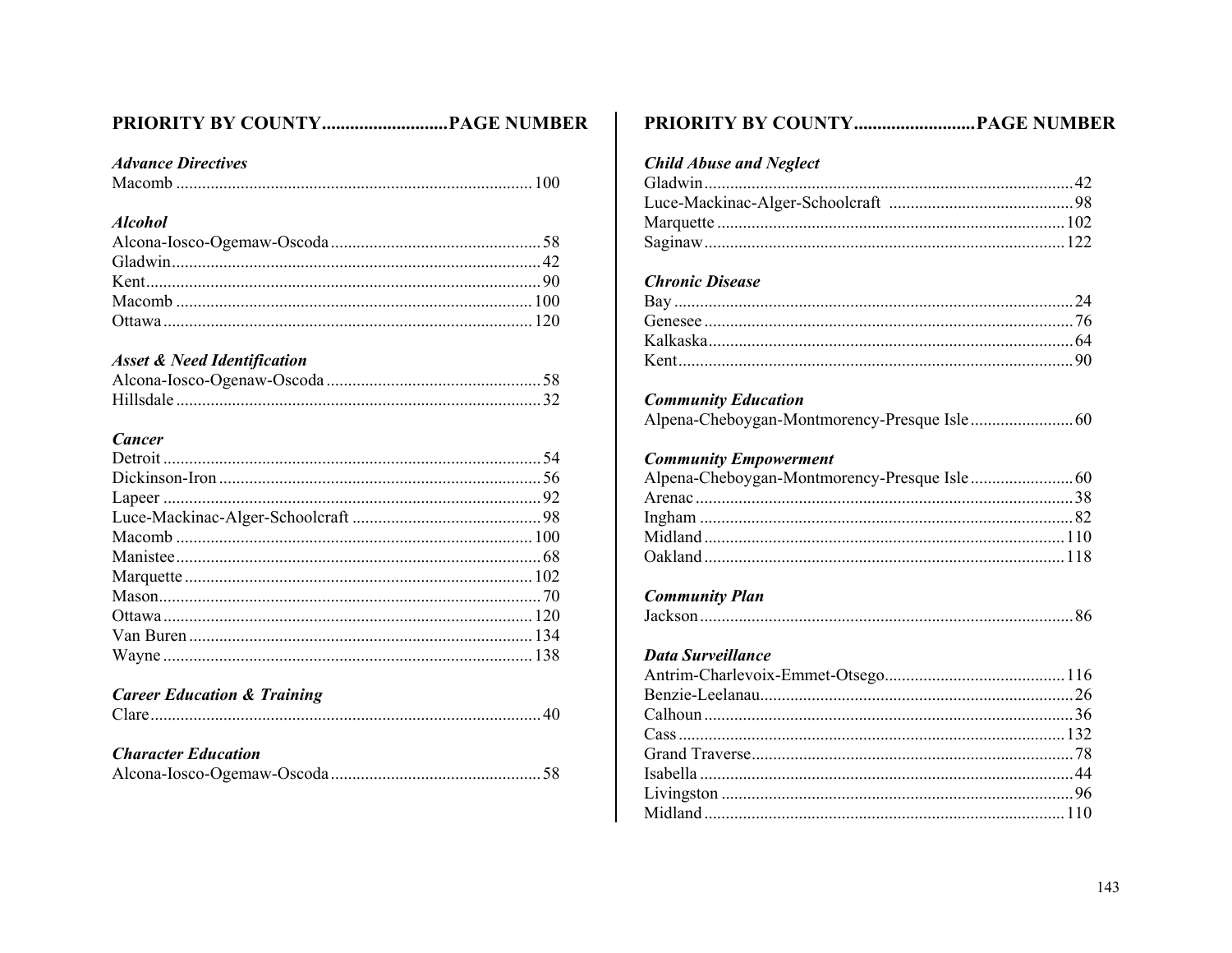## PRIORITY BY COUNTY..........................PAGE NUMBER

***Advance Directives***

Macomb .................................................................................. 100

***Alcohol***

Alcona-Iosco-Ogemaw-Oscoda ................................................ 58
Gladwin..................................................................................... 42
Kent........................................................................................... 90
Macomb .................................................................................. 100
Ottawa ..................................................................................... 120

***Asset & Need Identification***

Alcona-Iosco-Ogenaw-Oscoda ................................................. 58
Hillsdale .................................................................................... 32

***Cancer***

Detroit ....................................................................................... 54
Dickinson-Iron .......................................................................... 56
Lapeer ....................................................................................... 92
Luce-Mackinac-Alger-Schoolcraft ............................................ 98
Macomb .................................................................................. 100
Manistee.................................................................................... 68
Marquette ................................................................................ 102
Mason........................................................................................ 70
Ottawa ..................................................................................... 120
Van Buren ............................................................................... 134
Wayne ..................................................................................... 138

***Career Education & Training***

Clare.......................................................................................... 40

***Character Education***

Alcona-Iosco-Ogemaw-Oscoda ................................................ 58

## PRIORITY BY COUNTY..........................PAGE NUMBER

***Child Abuse and Neglect***

Gladwin..................................................................................... 42
Luce-Mackinac-Alger-Schoolcraft .......................................... 98
Marquette ................................................................................ 102
Saginaw .................................................................................. 122

***Chronic Disease***

Bay ........................................................................................... 24
Genesee .................................................................................... 76
Kalkaska.................................................................................... 64
Kent........................................................................................... 90

***Community Education***

Alpena-Cheboygan-Montmorency-Presque Isle ........................ 60

***Community Empowerment***

Alpena-Cheboygan-Montmorency-Presque Isle ........................ 60
Arenac ...................................................................................... 38
Ingham ..................................................................................... 82
Midland .................................................................................. 110
Oakland .................................................................................. 118

***Community Plan***

Jackson ..................................................................................... 86

***Data Surveillance***

Antrim-Charlevoix-Emmet-Otsego.......................................... 116
Benzie-Leelanau........................................................................ 26
Calhoun .................................................................................... 36
Cass ......................................................................................... 132
Grand Traverse.......................................................................... 78
Isabella ..................................................................................... 44
Livingston ................................................................................ 96
Midland .................................................................................. 110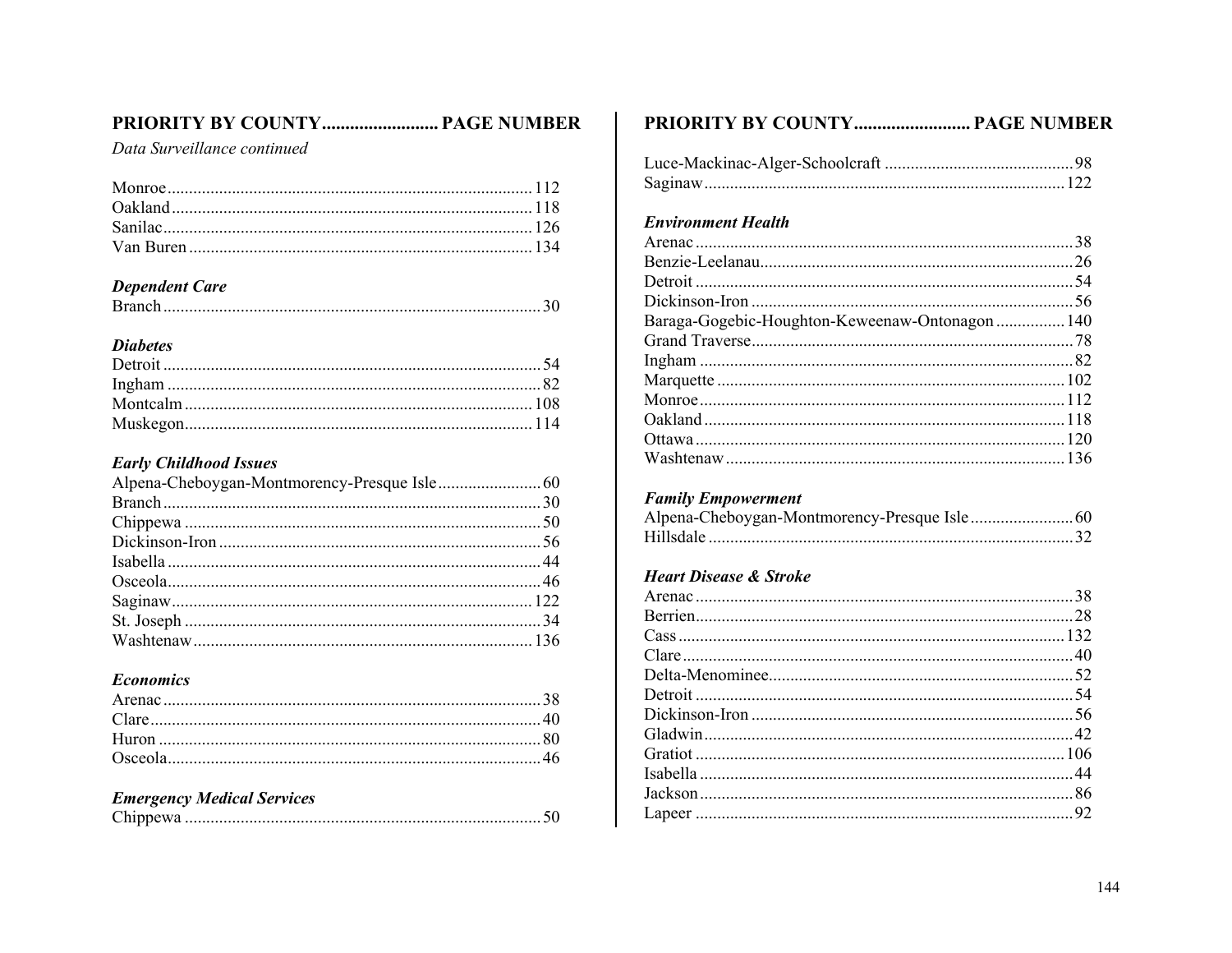## PRIORITY BY COUNTY ........................ PAGE NUMBER

*Data Surveillance continued*

Monroe .................................................................................... 112
Oakland .................................................................................. 118
Sanilac .................................................................................... 126
Van Buren ............................................................................... 134

***Dependent Care***

Branch ...................................................................................... 30

***Diabetes***

Detroit ...................................................................................... 54
Ingham ..................................................................................... 82
Montcalm ................................................................................ 108
Muskegon................................................................................ 114

***Early Childhood Issues***

Alpena-Cheboygan-Montmorency-Presque Isle ........................ 60
Branch ...................................................................................... 30
Chippewa ................................................................................. 50
Dickinson-Iron .......................................................................... 56
Isabella ..................................................................................... 44
Osceola ..................................................................................... 46
Saginaw .................................................................................. 122
St. Joseph ................................................................................. 34
Washtenaw .............................................................................. 136

***Economics***

Arenac ...................................................................................... 38
Clare ......................................................................................... 40
Huron ....................................................................................... 80
Osceola ..................................................................................... 46

***Emergency Medical Services***

Chippewa ................................................................................. 50

## PRIORITY BY COUNTY ........................ PAGE NUMBER

Luce-Mackinac-Alger-Schoolcraft ............................................ 98
Saginaw .................................................................................. 122

***Environment Health***

Arenac ...................................................................................... 38
Benzie-Leelanau ........................................................................ 26
Detroit ...................................................................................... 54
Dickinson-Iron .......................................................................... 56
Baraga-Gogebic-Houghton-Keweenaw-Ontonagon ................ 140
Grand Traverse .......................................................................... 78
Ingham ..................................................................................... 82
Marquette ............................................................................... 102
Monroe .................................................................................... 112
Oakland .................................................................................. 118
Ottawa .................................................................................... 120
Washtenaw .............................................................................. 136

***Family Empowerment***

Alpena-Cheboygan-Montmorency-Presque Isle ........................ 60
Hillsdale ................................................................................... 32

***Heart Disease & Stroke***

Arenac ...................................................................................... 38
Berrien ...................................................................................... 28
Cass ........................................................................................ 132
Clare ......................................................................................... 40
Delta-Menominee ...................................................................... 52
Detroit ...................................................................................... 54
Dickinson-Iron .......................................................................... 56
Gladwin .................................................................................... 42
Gratiot .................................................................................... 106
Isabella ..................................................................................... 44
Jackson ..................................................................................... 86
Lapeer ...................................................................................... 92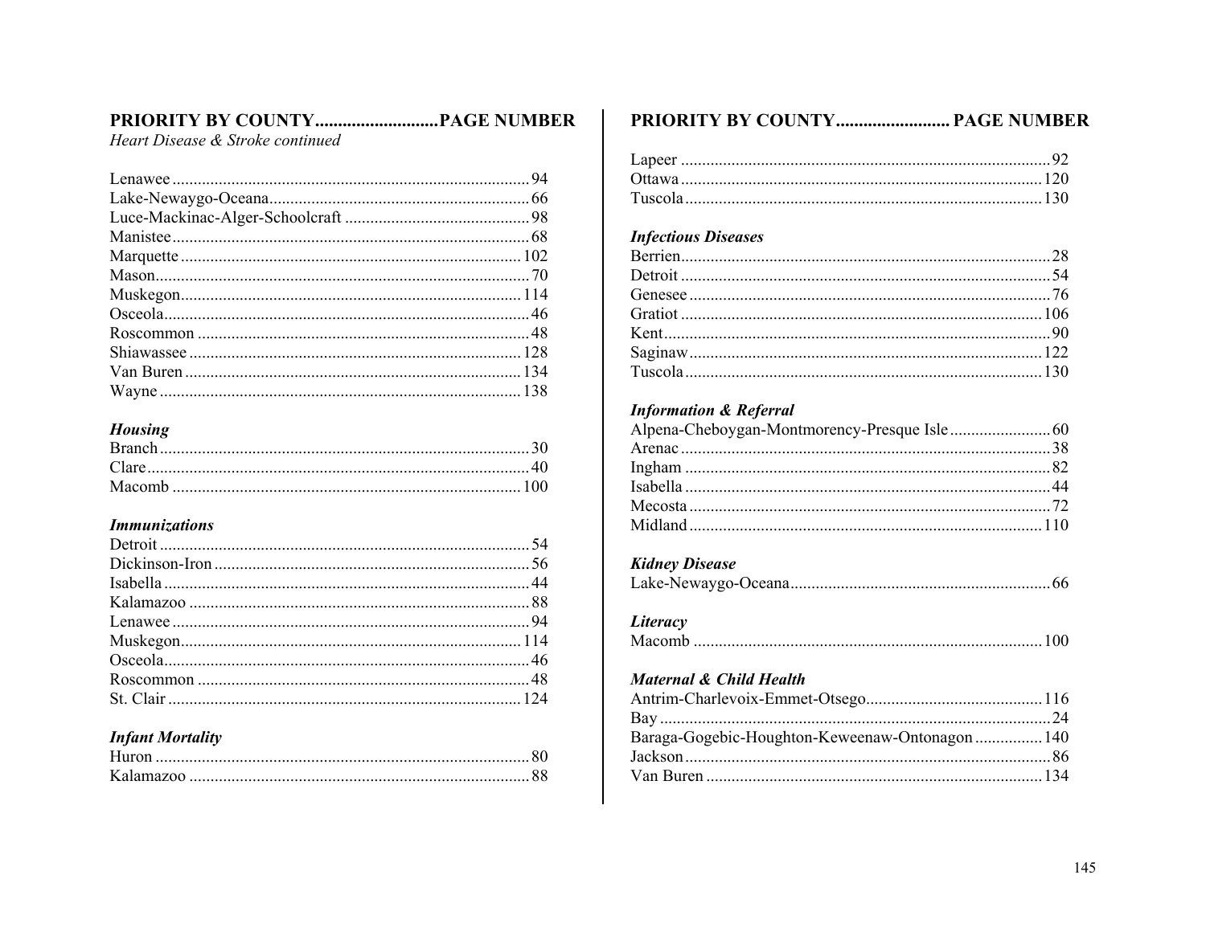## PRIORITY BY COUNTY ........................... PAGE NUMBER

*Heart Disease & Stroke continued*

Lenawee .................................................... 94
Lake-Newaygo-Oceana .................................... 66
Luce-Mackinac-Alger-Schoolcraft ....................... 98
Manistee .................................................... 68
Marquette .................................................. 102
Mason ........................................................ 70
Muskegon ................................................... 114
Osceola ...................................................... 46
Roscommon ................................................. 48
Shiawassee ................................................. 128
Van Buren .................................................. 134
Wayne ....................................................... 138

***Housing***

Branch ....................................................... 30
Clare ......................................................... 40
Macomb .................................................... 100

***Immunizations***

Detroit ........................................................ 54
Dickinson-Iron ............................................. 56
Isabella ...................................................... 44
Kalamazoo .................................................. 88
Lenawee .................................................... 94
Muskegon ................................................... 114
Osceola ...................................................... 46
Roscommon ................................................. 48
St. Clair .................................................... 124

***Infant Mortality***

Huron ......................................................... 80
Kalamazoo .................................................. 88

## PRIORITY BY COUNTY ......................... PAGE NUMBER

Lapeer ........................................................ 92
Ottawa ...................................................... 120
Tuscola ..................................................... 130

***Infectious Diseases***

Berrien ....................................................... 28
Detroit ........................................................ 54
Genesee ...................................................... 76
Gratiot ...................................................... 106
Kent .......................................................... 90
Saginaw .................................................... 122
Tuscola ..................................................... 130

***Information & Referral***

Alpena-Cheboygan-Montmorency-Presque Isle ......................... 60
Arenac ........................................................ 38
Ingham ....................................................... 82
Isabella ...................................................... 44
Mecosta ...................................................... 72
Midland .................................................... 110

***Kidney Disease***

Lake-Newaygo-Oceana .................................... 66

***Literacy***

Macomb .................................................... 100

***Maternal & Child Health***

Antrim-Charlevoix-Emmet-Otsego ..................... 116
Bay ............................................................ 24
Baraga-Gogebic-Houghton-Keweenaw-Ontonagon ................ 140
Jackson ....................................................... 86
Van Buren .................................................. 134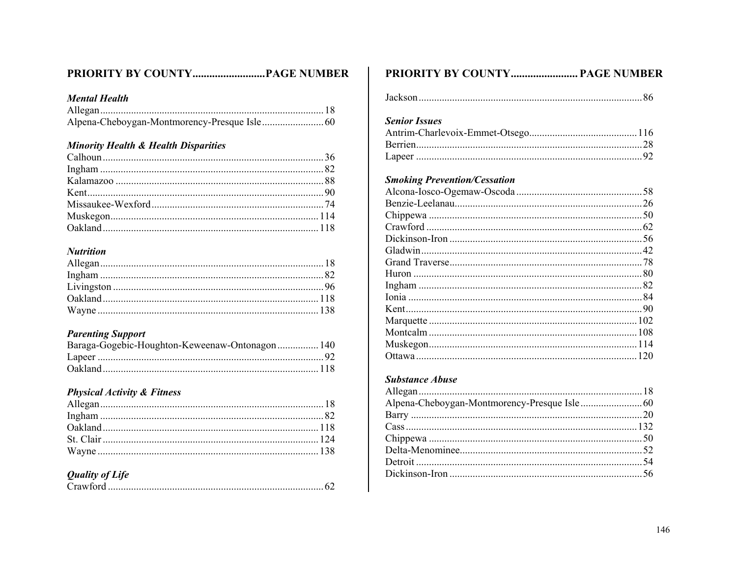## PRIORITY BY COUNTY..........................PAGE NUMBER

***Mental Health***

Allegan...................................................................................... 18
Alpena-Cheboygan-Montmorency-Presque Isle........................ 60

***Minority Health & Health Disparities***

Calhoun..................................................................................... 36
Ingham ...................................................................................... 82
Kalamazoo ................................................................................ 88
Kent........................................................................................... 90
Missaukee-Wexford.................................................................. 74
Muskegon................................................................................ 114
Oakland................................................................................... 118

***Nutrition***

Allegan...................................................................................... 18
Ingham ...................................................................................... 82
Livingston ................................................................................. 96
Oakland................................................................................... 118
Wayne ..................................................................................... 138

***Parenting Support***

Baraga-Gogebic-Houghton-Keweenaw-Ontonagon................ 140
Lapeer ....................................................................................... 92
Oakland................................................................................... 118

***Physical Activity & Fitness***

Allegan...................................................................................... 18
Ingham ...................................................................................... 82
Oakland................................................................................... 118
St. Clair ................................................................................... 124
Wayne ..................................................................................... 138

***Quality of Life***

Crawford ................................................................................... 62

## PRIORITY BY COUNTY........................ PAGE NUMBER

Jackson...................................................................................... 86

***Senior Issues***

Antrim-Charlevoix-Emmet-Otsego.......................................... 116
Berrien....................................................................................... 28
Lapeer ....................................................................................... 92

***Smoking Prevention/Cessation***

Alcona-Iosco-Ogemaw-Oscoda ................................................ 58
Benzie-Leelanau........................................................................ 26
Chippewa .................................................................................. 50
Crawford ................................................................................... 62
Dickinson-Iron .......................................................................... 56
Gladwin..................................................................................... 42
Grand Traverse.......................................................................... 78
Huron ........................................................................................ 80
Ingham ...................................................................................... 82
Ionia .......................................................................................... 84
Kent........................................................................................... 90
Marquette ................................................................................ 102
Montcalm ................................................................................ 108
Muskegon................................................................................ 114
Ottawa ..................................................................................... 120

***Substance Abuse***

Allegan...................................................................................... 18
Alpena-Cheboygan-Montmorency-Presque Isle........................ 60
Barry ......................................................................................... 20
Cass ......................................................................................... 132
Chippewa .................................................................................. 50
Delta-Menominee...................................................................... 52
Detroit ....................................................................................... 54
Dickinson-Iron .......................................................................... 56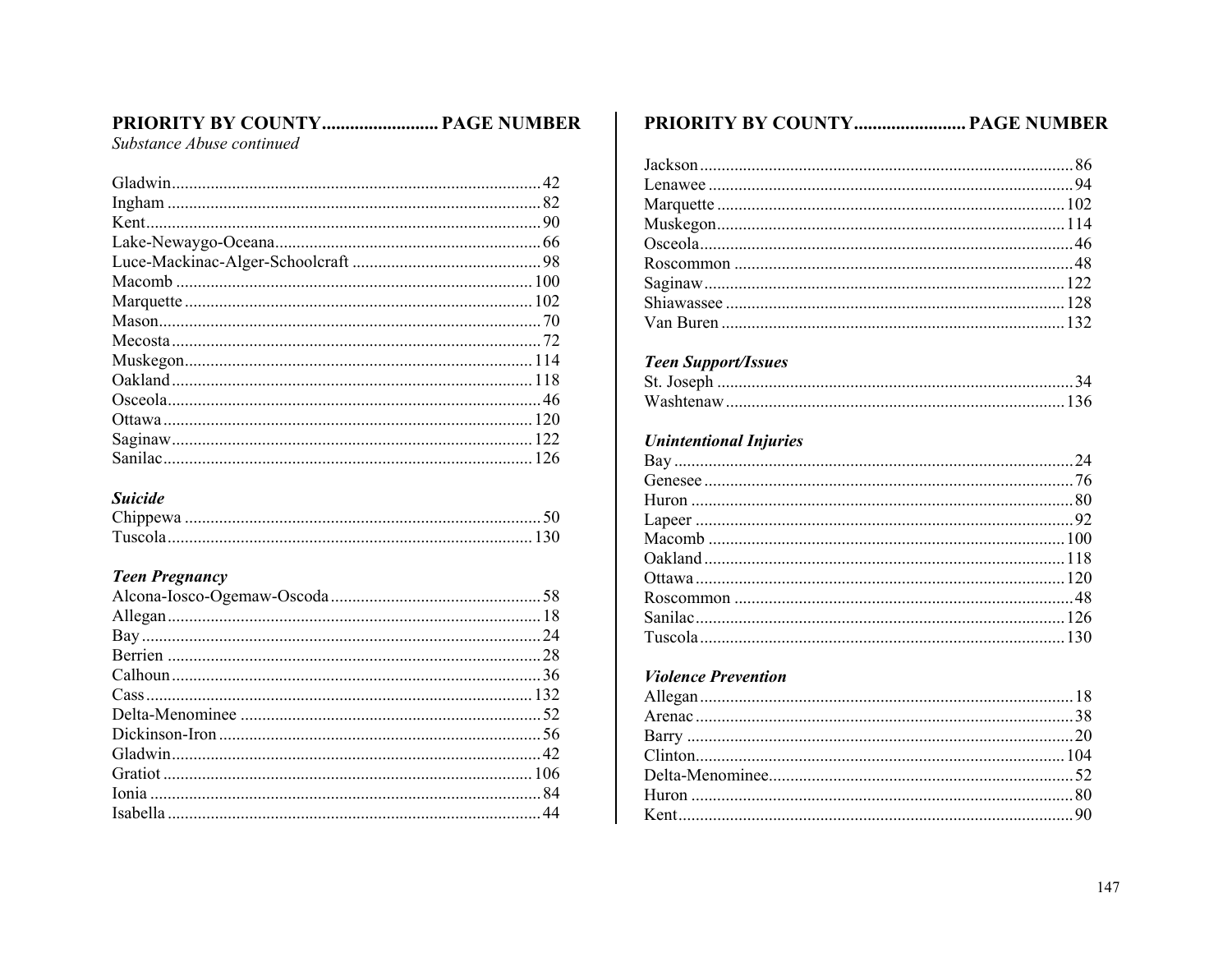## PRIORITY BY COUNTY........................ PAGE NUMBER

*Substance Abuse continued*

Gladwin.................................................................................... 42
Ingham ..................................................................................... 82
Kent.......................................................................................... 90
Lake-Newaygo-Oceana............................................................ 66
Luce-Mackinac-Alger-Schoolcraft ........................................... 98
Macomb ................................................................................. 100
Marquette ............................................................................... 102
Mason....................................................................................... 70
Mecosta .................................................................................... 72
Muskegon................................................................................ 114
Oakland .................................................................................. 118
Osceola..................................................................................... 46
Ottawa .................................................................................... 120
Saginaw .................................................................................. 122
Sanilac .................................................................................... 126

***Suicide***

Chippewa ................................................................................. 50
Tuscola ................................................................................... 130

***Teen Pregnancy***

Alcona-Iosco-Ogemaw-Oscoda ................................................ 58
Allegan..................................................................................... 18
Bay ........................................................................................... 24
Berrien ..................................................................................... 28
Calhoun .................................................................................... 36
Cass ........................................................................................ 132
Delta-Menominee ..................................................................... 52
Dickinson-Iron .......................................................................... 56
Gladwin..................................................................................... 42
Gratiot .................................................................................... 106
Ionia ......................................................................................... 84
Isabella ..................................................................................... 44

## PRIORITY BY COUNTY....................... PAGE NUMBER

Jackson ..................................................................................... 86
Lenawee ................................................................................... 94
Marquette ............................................................................... 102
Muskegon................................................................................ 114
Osceola..................................................................................... 46
Roscommon ............................................................................. 48
Saginaw .................................................................................. 122
Shiawassee ............................................................................. 128
Van Buren .............................................................................. 132

***Teen Support/Issues***

St. Joseph ................................................................................. 34
Washtenaw ............................................................................. 136

***Unintentional Injuries***

Bay ........................................................................................... 24
Genesee .................................................................................... 76
Huron ....................................................................................... 80
Lapeer ...................................................................................... 92
Macomb ................................................................................. 100
Oakland .................................................................................. 118
Ottawa .................................................................................... 120
Roscommon ............................................................................. 48
Sanilac .................................................................................... 126
Tuscola ................................................................................... 130

***Violence Prevention***

Allegan..................................................................................... 18
Arenac ...................................................................................... 38
Barry ........................................................................................ 20
Clinton.................................................................................... 104
Delta-Menominee...................................................................... 52
Huron ....................................................................................... 80
Kent.......................................................................................... 90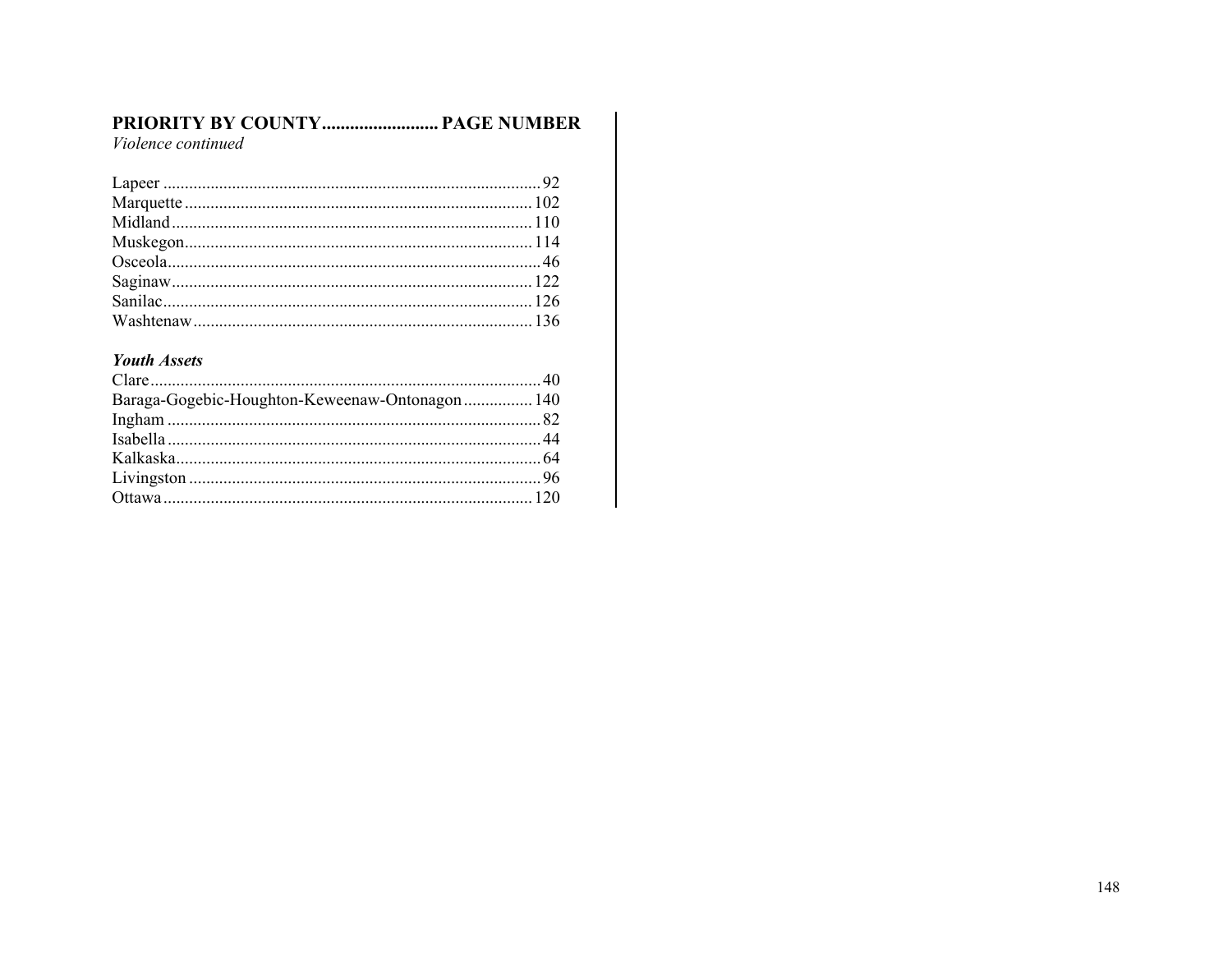## PRIORITY BY COUNTY......................... PAGE NUMBER

*Violence continued*

| County | Page |
|---|---|
| Lapeer | 92 |
| Marquette | 102 |
| Midland | 110 |
| Muskegon | 114 |
| Osceola | 46 |
| Saginaw | 122 |
| Sanilac | 126 |
| Washtenaw | 136 |

***Youth Assets***

| County | Page |
|---|---|
| Clare | 40 |
| Baraga-Gogebic-Houghton-Keweenaw-Ontonagon | 140 |
| Ingham | 82 |
| Isabella | 44 |
| Kalkaska | 64 |
| Livingston | 96 |
| Ottawa | 120 |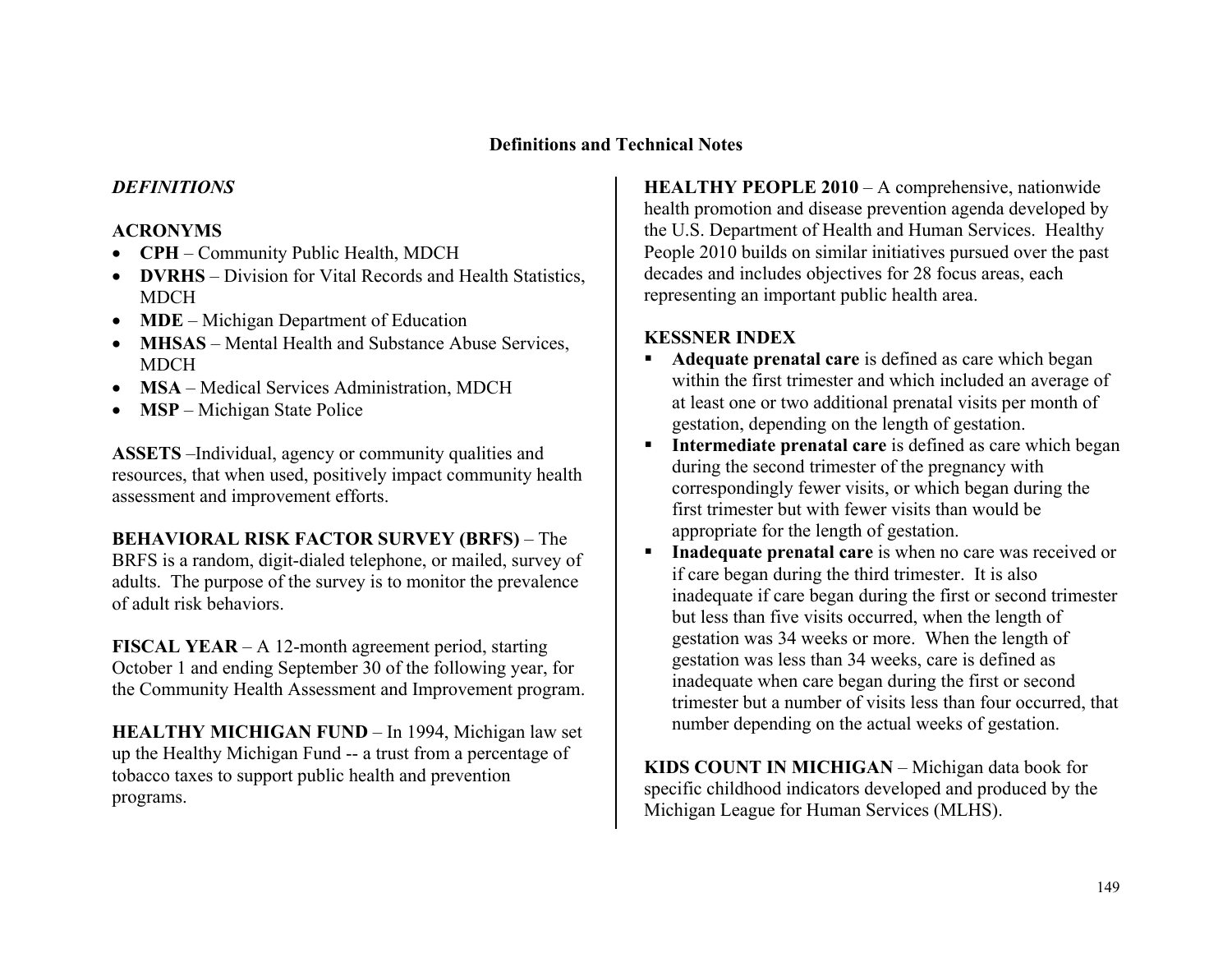## Definitions and Technical Notes

### *DEFINITIONS*

**ACRONYMS**

- **CPH** – Community Public Health, MDCH
- **DVRHS** – Division for Vital Records and Health Statistics, MDCH
- **MDE** – Michigan Department of Education
- **MHSAS** – Mental Health and Substance Abuse Services, MDCH
- **MSA** – Medical Services Administration, MDCH
- **MSP** – Michigan State Police

**ASSETS** –Individual, agency or community qualities and resources, that when used, positively impact community health assessment and improvement efforts.

**BEHAVIORAL RISK FACTOR SURVEY (BRFS)** – The BRFS is a random, digit-dialed telephone, or mailed, survey of adults. The purpose of the survey is to monitor the prevalence of adult risk behaviors.

**FISCAL YEAR** – A 12-month agreement period, starting October 1 and ending September 30 of the following year, for the Community Health Assessment and Improvement program.

**HEALTHY MICHIGAN FUND** – In 1994, Michigan law set up the Healthy Michigan Fund -- a trust from a percentage of tobacco taxes to support public health and prevention programs.

**HEALTHY PEOPLE 2010** – A comprehensive, nationwide health promotion and disease prevention agenda developed by the U.S. Department of Health and Human Services. Healthy People 2010 builds on similar initiatives pursued over the past decades and includes objectives for 28 focus areas, each representing an important public health area.

**KESSNER INDEX**

- **Adequate prenatal care** is defined as care which began within the first trimester and which included an average of at least one or two additional prenatal visits per month of gestation, depending on the length of gestation.
- **Intermediate prenatal care** is defined as care which began during the second trimester of the pregnancy with correspondingly fewer visits, or which began during the first trimester but with fewer visits than would be appropriate for the length of gestation.
- **Inadequate prenatal care** is when no care was received or if care began during the third trimester. It is also inadequate if care began during the first or second trimester but less than five visits occurred, when the length of gestation was 34 weeks or more. When the length of gestation was less than 34 weeks, care is defined as inadequate when care began during the first or second trimester but a number of visits less than four occurred, that number depending on the actual weeks of gestation.

**KIDS COUNT IN MICHIGAN** – Michigan data book for specific childhood indicators developed and produced by the Michigan League for Human Services (MLHS).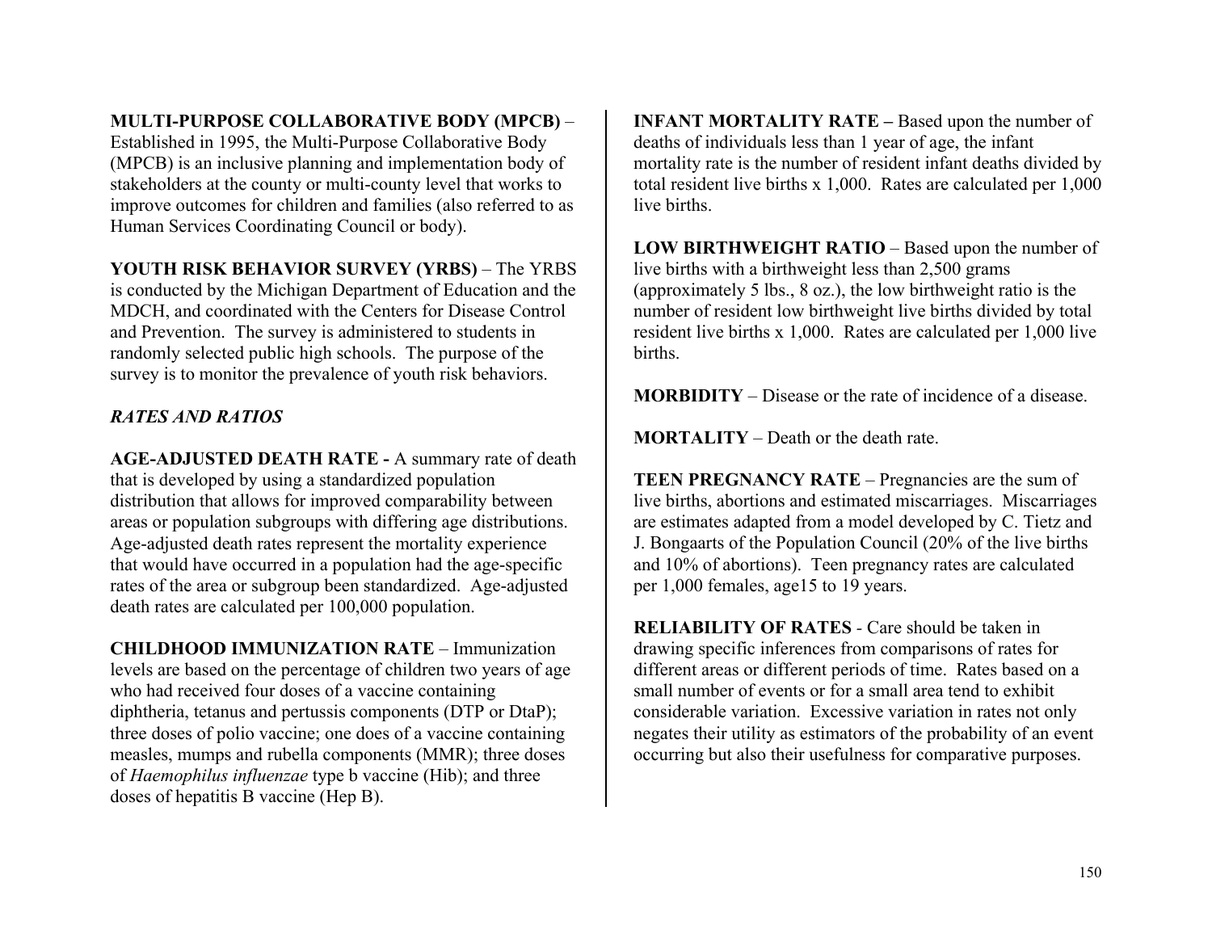**MULTI-PURPOSE COLLABORATIVE BODY (MPCB)** – Established in 1995, the Multi-Purpose Collaborative Body (MPCB) is an inclusive planning and implementation body of stakeholders at the county or multi-county level that works to improve outcomes for children and families (also referred to as Human Services Coordinating Council or body).

**YOUTH RISK BEHAVIOR SURVEY (YRBS)** – The YRBS is conducted by the Michigan Department of Education and the MDCH, and coordinated with the Centers for Disease Control and Prevention. The survey is administered to students in randomly selected public high schools. The purpose of the survey is to monitor the prevalence of youth risk behaviors.

***RATES AND RATIOS***

**AGE-ADJUSTED DEATH RATE -** A summary rate of death that is developed by using a standardized population distribution that allows for improved comparability between areas or population subgroups with differing age distributions. Age-adjusted death rates represent the mortality experience that would have occurred in a population had the age-specific rates of the area or subgroup been standardized. Age-adjusted death rates are calculated per 100,000 population.

**CHILDHOOD IMMUNIZATION RATE** – Immunization levels are based on the percentage of children two years of age who had received four doses of a vaccine containing diphtheria, tetanus and pertussis components (DTP or DtaP); three doses of polio vaccine; one does of a vaccine containing measles, mumps and rubella components (MMR); three doses of *Haemophilus influenzae* type b vaccine (Hib); and three doses of hepatitis B vaccine (Hep B).

**INFANT MORTALITY RATE –** Based upon the number of deaths of individuals less than 1 year of age, the infant mortality rate is the number of resident infant deaths divided by total resident live births x 1,000. Rates are calculated per 1,000 live births.

**LOW BIRTHWEIGHT RATIO** – Based upon the number of live births with a birthweight less than 2,500 grams (approximately 5 lbs., 8 oz.), the low birthweight ratio is the number of resident low birthweight live births divided by total resident live births x 1,000. Rates are calculated per 1,000 live births.

**MORBIDITY** – Disease or the rate of incidence of a disease.

**MORTALITY** – Death or the death rate.

**TEEN PREGNANCY RATE** – Pregnancies are the sum of live births, abortions and estimated miscarriages. Miscarriages are estimates adapted from a model developed by C. Tietz and J. Bongaarts of the Population Council (20% of the live births and 10% of abortions). Teen pregnancy rates are calculated per 1,000 females, age15 to 19 years.

**RELIABILITY OF RATES** - Care should be taken in drawing specific inferences from comparisons of rates for different areas or different periods of time. Rates based on a small number of events or for a small area tend to exhibit considerable variation. Excessive variation in rates not only negates their utility as estimators of the probability of an event occurring but also their usefulness for comparative purposes.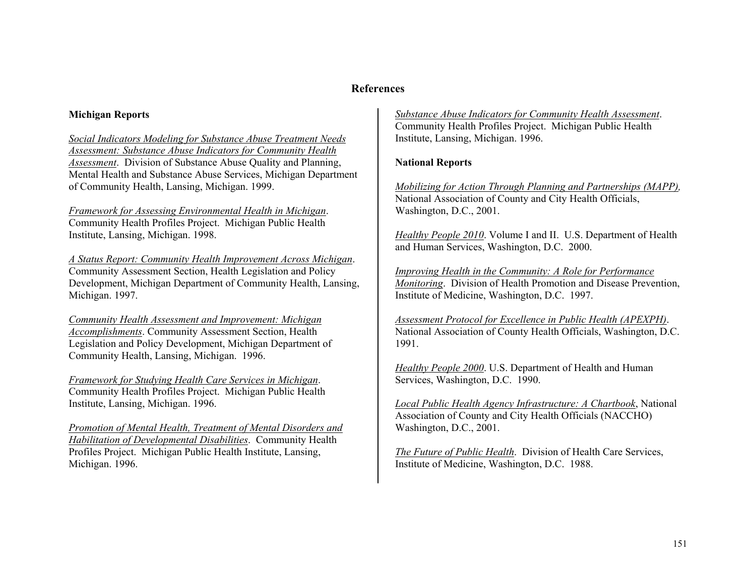# References

## Michigan Reports

*Social Indicators Modeling for Substance Abuse Treatment Needs Assessment: Substance Abuse Indicators for Community Health Assessment*. Division of Substance Abuse Quality and Planning, Mental Health and Substance Abuse Services, Michigan Department of Community Health, Lansing, Michigan. 1999.

*Framework for Assessing Environmental Health in Michigan*. Community Health Profiles Project. Michigan Public Health Institute, Lansing, Michigan. 1998.

*A Status Report: Community Health Improvement Across Michigan*. Community Assessment Section, Health Legislation and Policy Development, Michigan Department of Community Health, Lansing, Michigan. 1997.

*Community Health Assessment and Improvement: Michigan Accomplishments*. Community Assessment Section, Health Legislation and Policy Development, Michigan Department of Community Health, Lansing, Michigan. 1996.

*Framework for Studying Health Care Services in Michigan*. Community Health Profiles Project. Michigan Public Health Institute, Lansing, Michigan. 1996.

*Promotion of Mental Health, Treatment of Mental Disorders and Habilitation of Developmental Disabilities*. Community Health Profiles Project. Michigan Public Health Institute, Lansing, Michigan. 1996.

*Substance Abuse Indicators for Community Health Assessment*. Community Health Profiles Project. Michigan Public Health Institute, Lansing, Michigan. 1996.

## National Reports

*Mobilizing for Action Through Planning and Partnerships (MAPP),* National Association of County and City Health Officials, Washington, D.C., 2001.

*Healthy People 2010*. Volume I and II. U.S. Department of Health and Human Services, Washington, D.C. 2000.

*Improving Health in the Community: A Role for Performance Monitoring*. Division of Health Promotion and Disease Prevention, Institute of Medicine, Washington, D.C. 1997.

*Assessment Protocol for Excellence in Public Health (APEXPH)*. National Association of County Health Officials, Washington, D.C. 1991.

*Healthy People 2000*. U.S. Department of Health and Human Services, Washington, D.C. 1990.

*Local Public Health Agency Infrastructure: A Chartbook*, National Association of County and City Health Officials (NACCHO) Washington, D.C., 2001.

*The Future of Public Health*. Division of Health Care Services, Institute of Medicine, Washington, D.C. 1988.